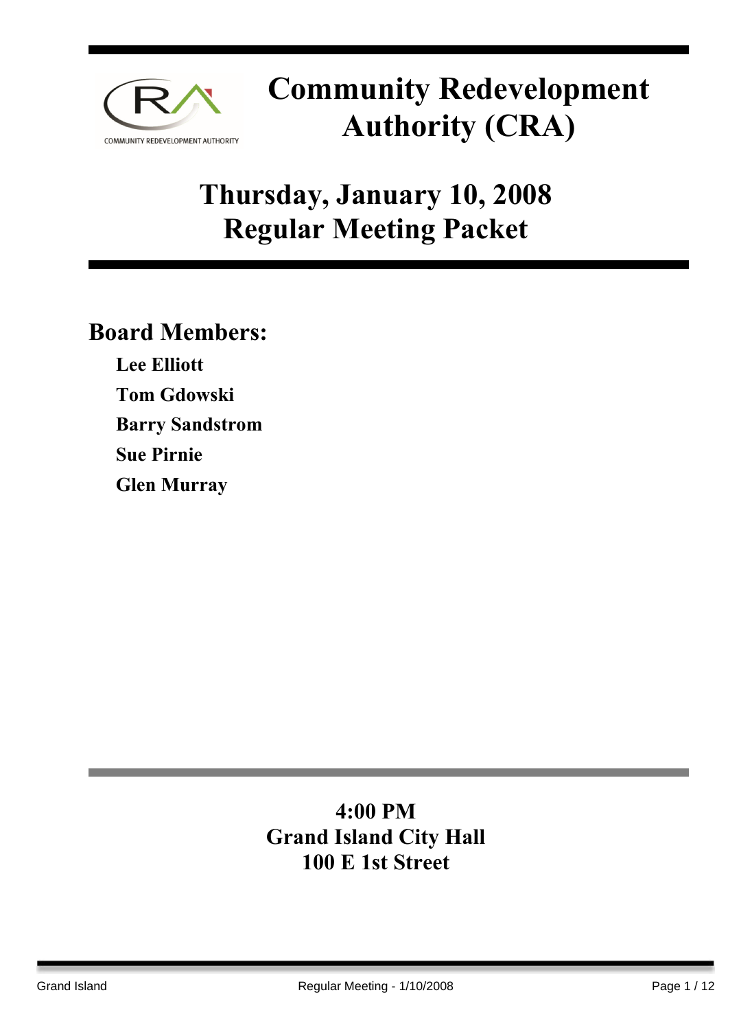# Community Redevelopment Authority (CRA)

## Thursday, January 10, 2008
## Regular Meeting Packet

### Board Members:

**Lee Elliott**

**Tom Gdowski**

**Barry Sandstrom**

**Sue Pirnie**

**Glen Murray**

**4:00 PM**
**Grand Island City Hall**
**100 E 1st Street**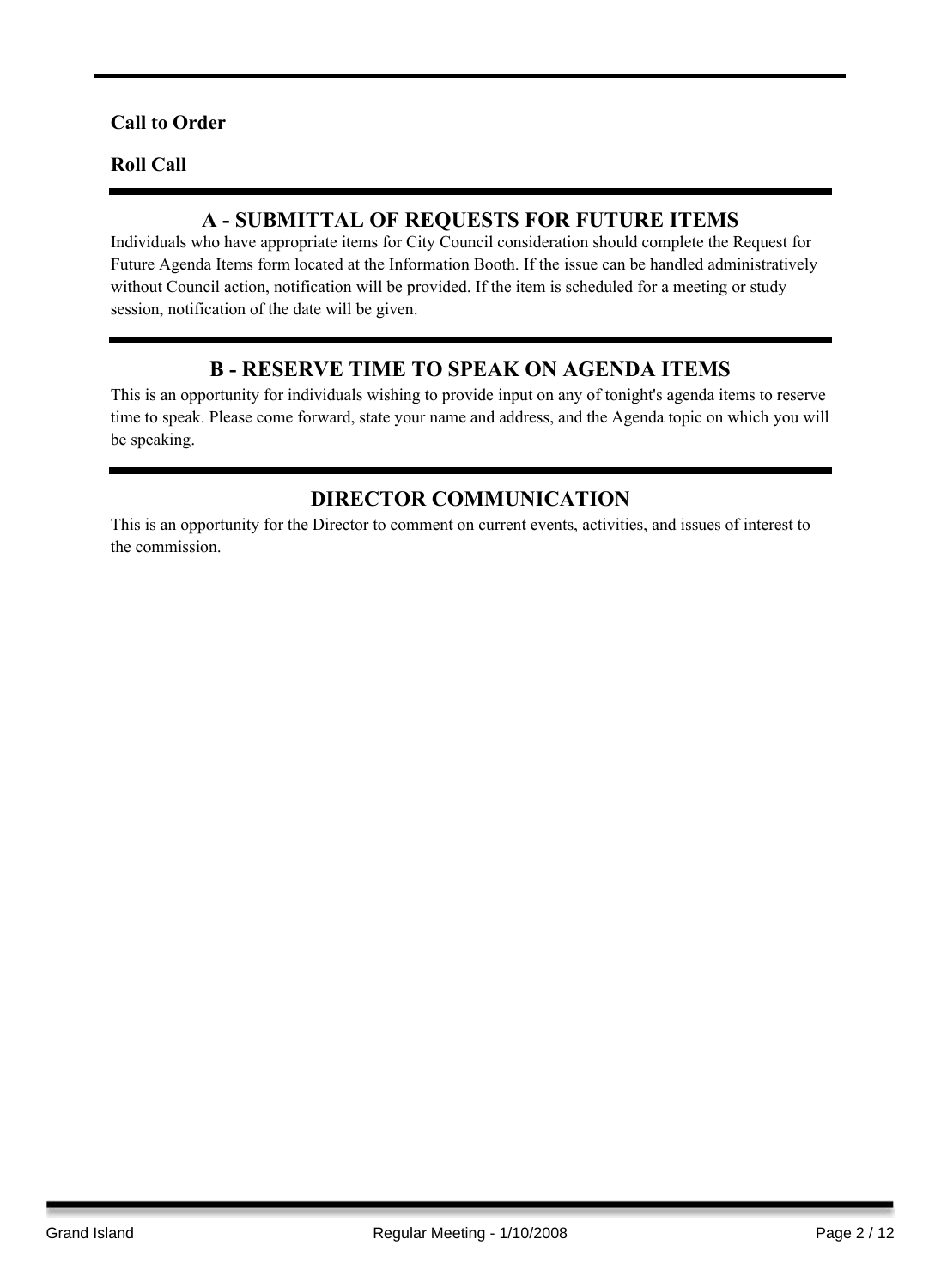**Call to Order**

**Roll Call**

## A - SUBMITTAL OF REQUESTS FOR FUTURE ITEMS

Individuals who have appropriate items for City Council consideration should complete the Request for Future Agenda Items form located at the Information Booth. If the issue can be handled administratively without Council action, notification will be provided. If the item is scheduled for a meeting or study session, notification of the date will be given.

## B - RESERVE TIME TO SPEAK ON AGENDA ITEMS

This is an opportunity for individuals wishing to provide input on any of tonight's agenda items to reserve time to speak. Please come forward, state your name and address, and the Agenda topic on which you will be speaking.

## DIRECTOR COMMUNICATION

This is an opportunity for the Director to comment on current events, activities, and issues of interest to the commission.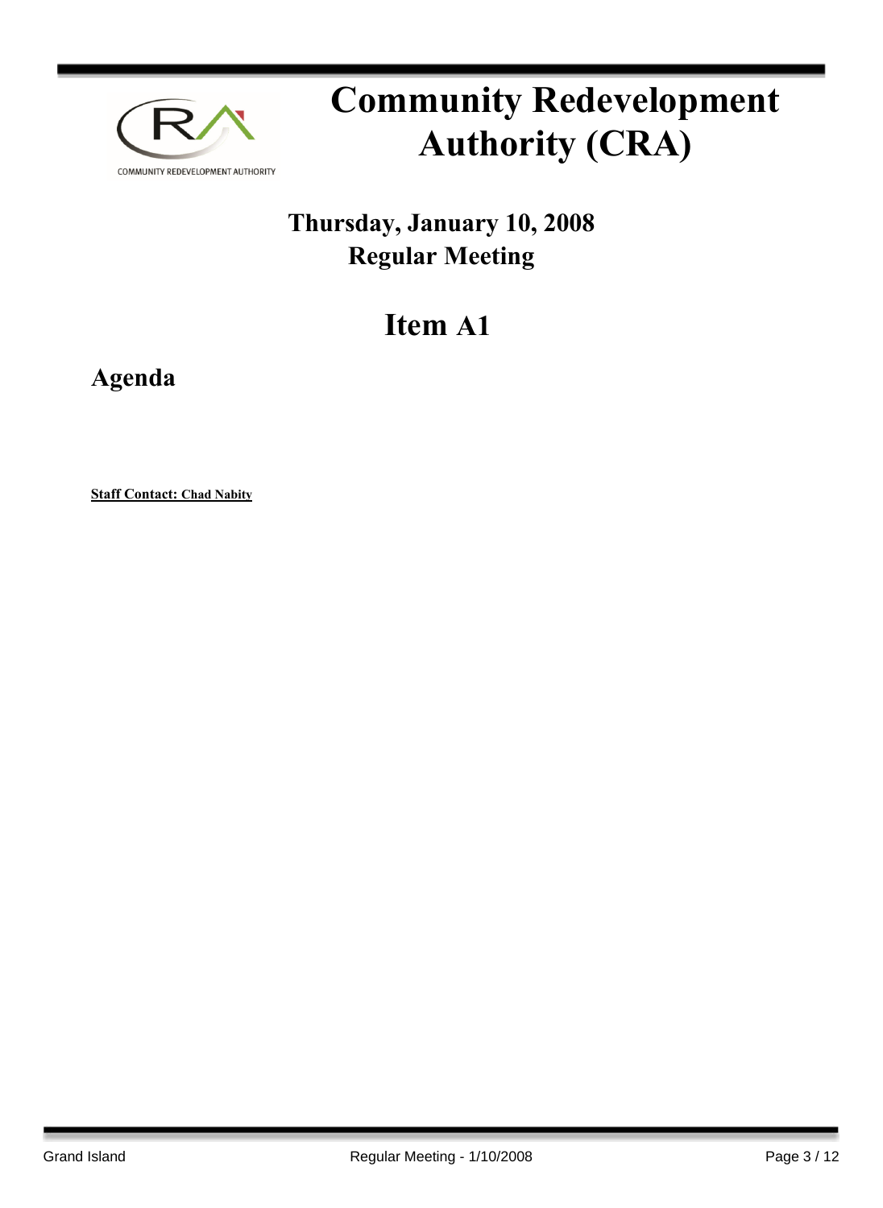# Community Redevelopment Authority (CRA)

## Thursday, January 10, 2008
## Regular Meeting

# Item A1

## Agenda

**Staff Contact: Chad Nabity**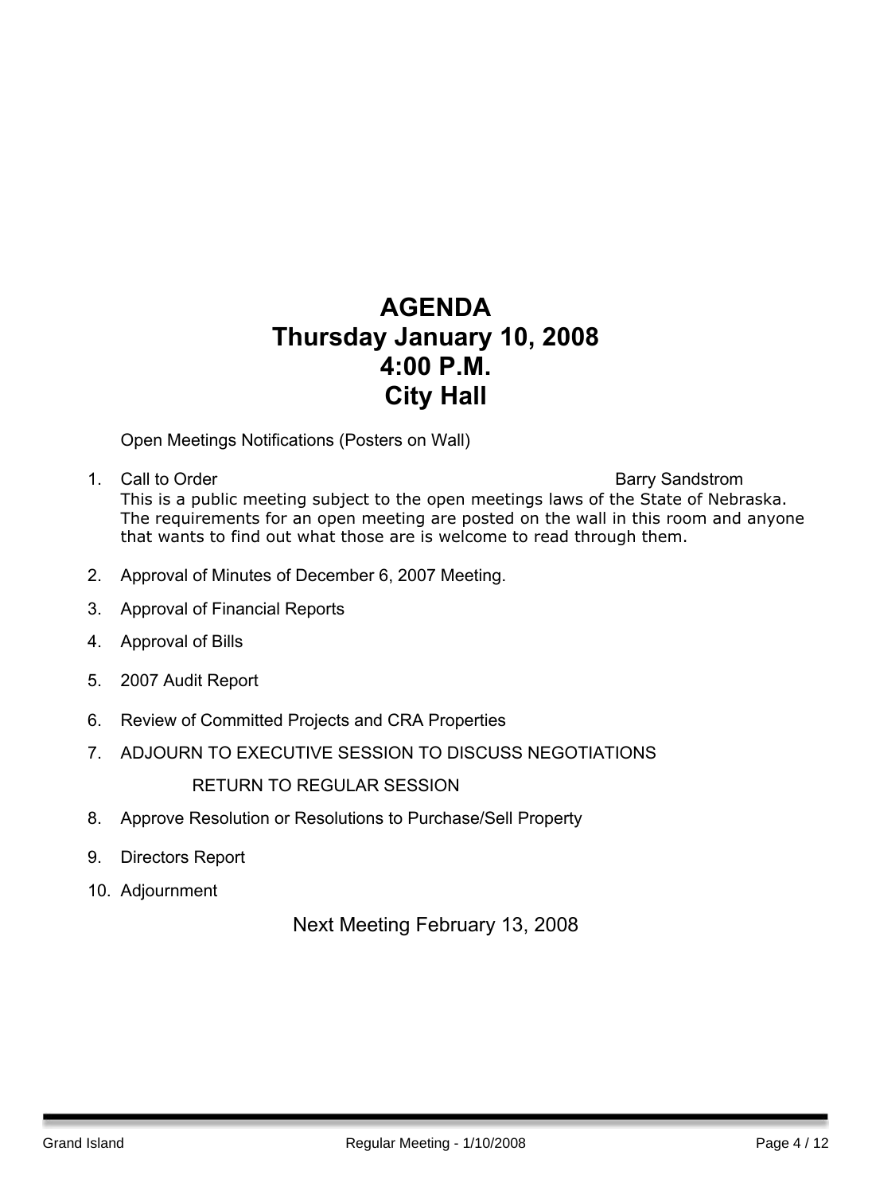# AGENDA
# Thursday January 10, 2008
# 4:00 P.M.
# City Hall

Open Meetings Notifications (Posters on Wall)

1. Call to Order — Barry Sandstrom
   This is a public meeting subject to the open meetings laws of the State of Nebraska. The requirements for an open meeting are posted on the wall in this room and anyone that wants to find out what those are is welcome to read through them.
2. Approval of Minutes of December 6, 2007 Meeting.
3. Approval of Financial Reports
4. Approval of Bills
5. 2007 Audit Report
6. Review of Committed Projects and CRA Properties
7. ADJOURN TO EXECUTIVE SESSION TO DISCUSS NEGOTIATIONS

   RETURN TO REGULAR SESSION
8. Approve Resolution or Resolutions to Purchase/Sell Property
9. Directors Report
10. Adjournment

Next Meeting February 13, 2008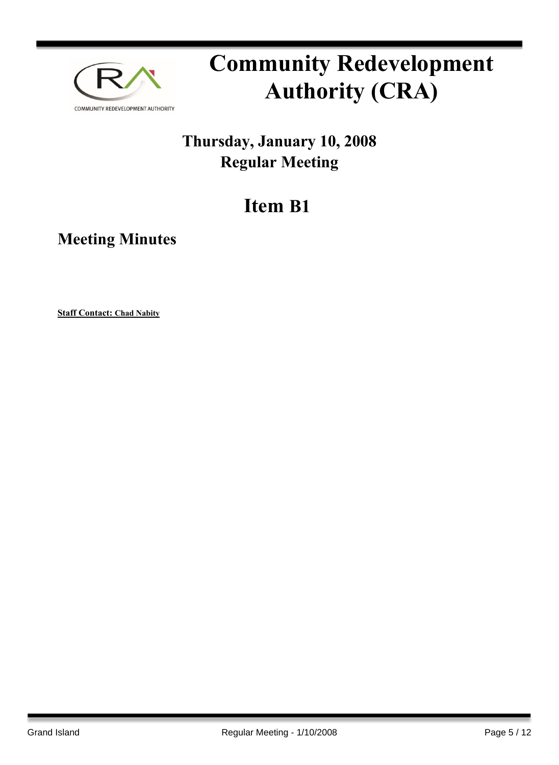# Community Redevelopment Authority (CRA)

## Thursday, January 10, 2008
## Regular Meeting

# Item B1

## Meeting Minutes

**Staff Contact: Chad Nabity**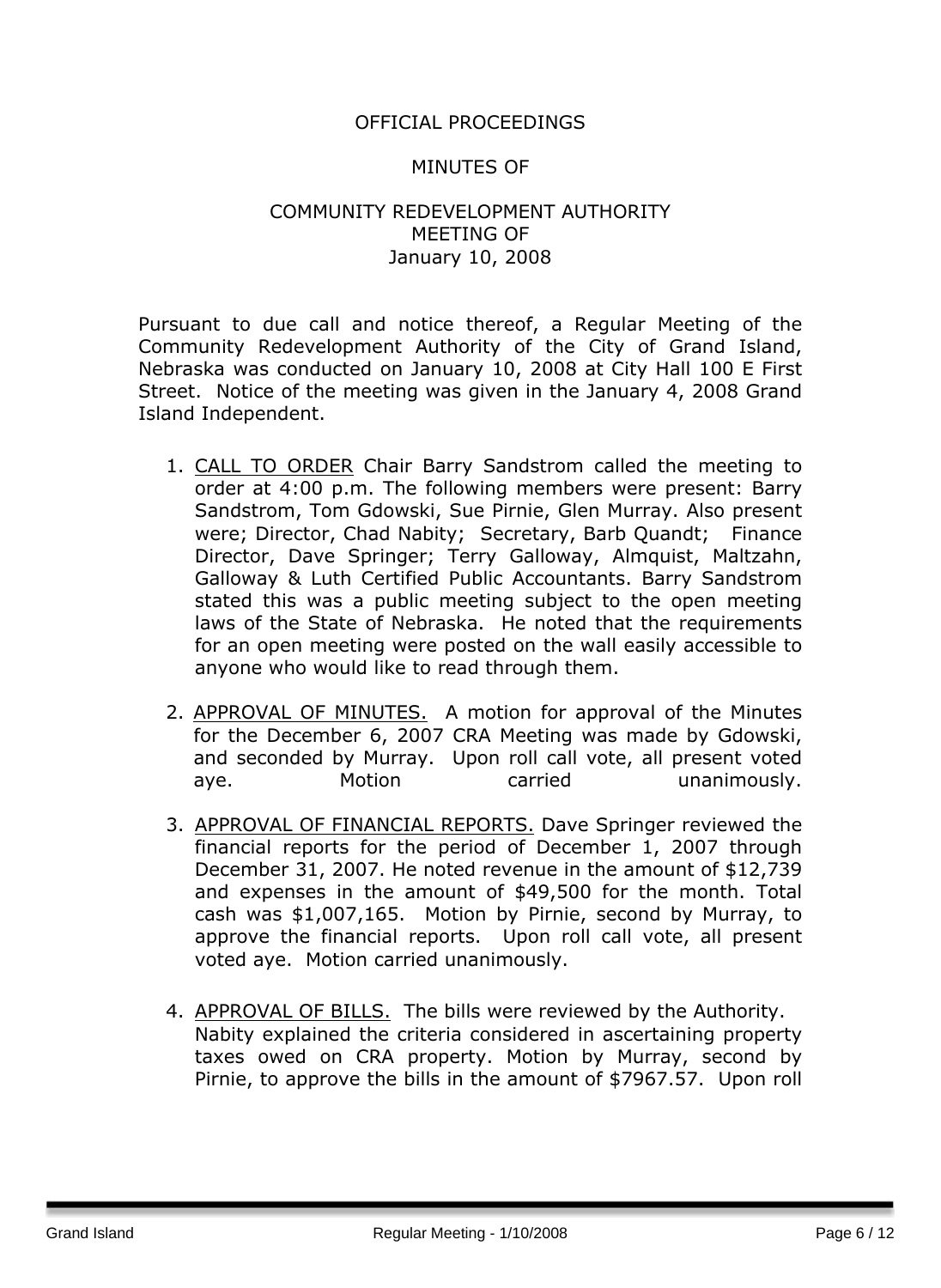OFFICIAL PROCEEDINGS

MINUTES OF

COMMUNITY REDEVELOPMENT AUTHORITY
MEETING OF
January 10, 2008

Pursuant to due call and notice thereof, a Regular Meeting of the Community Redevelopment Authority of the City of Grand Island, Nebraska was conducted on January 10, 2008 at City Hall 100 E First Street. Notice of the meeting was given in the January 4, 2008 Grand Island Independent.

1. CALL TO ORDER Chair Barry Sandstrom called the meeting to order at 4:00 p.m. The following members were present: Barry Sandstrom, Tom Gdowski, Sue Pirnie, Glen Murray. Also present were; Director, Chad Nabity; Secretary, Barb Quandt; Finance Director, Dave Springer; Terry Galloway, Almquist, Maltzahn, Galloway & Luth Certified Public Accountants. Barry Sandstrom stated this was a public meeting subject to the open meeting laws of the State of Nebraska. He noted that the requirements for an open meeting were posted on the wall easily accessible to anyone who would like to read through them.

2. APPROVAL OF MINUTES. A motion for approval of the Minutes for the December 6, 2007 CRA Meeting was made by Gdowski, and seconded by Murray. Upon roll call vote, all present voted aye. Motion carried unanimously.

3. APPROVAL OF FINANCIAL REPORTS. Dave Springer reviewed the financial reports for the period of December 1, 2007 through December 31, 2007. He noted revenue in the amount of $12,739 and expenses in the amount of $49,500 for the month. Total cash was $1,007,165. Motion by Pirnie, second by Murray, to approve the financial reports. Upon roll call vote, all present voted aye. Motion carried unanimously.

4. APPROVAL OF BILLS. The bills were reviewed by the Authority. Nabity explained the criteria considered in ascertaining property taxes owed on CRA property. Motion by Murray, second by Pirnie, to approve the bills in the amount of $7967.57. Upon roll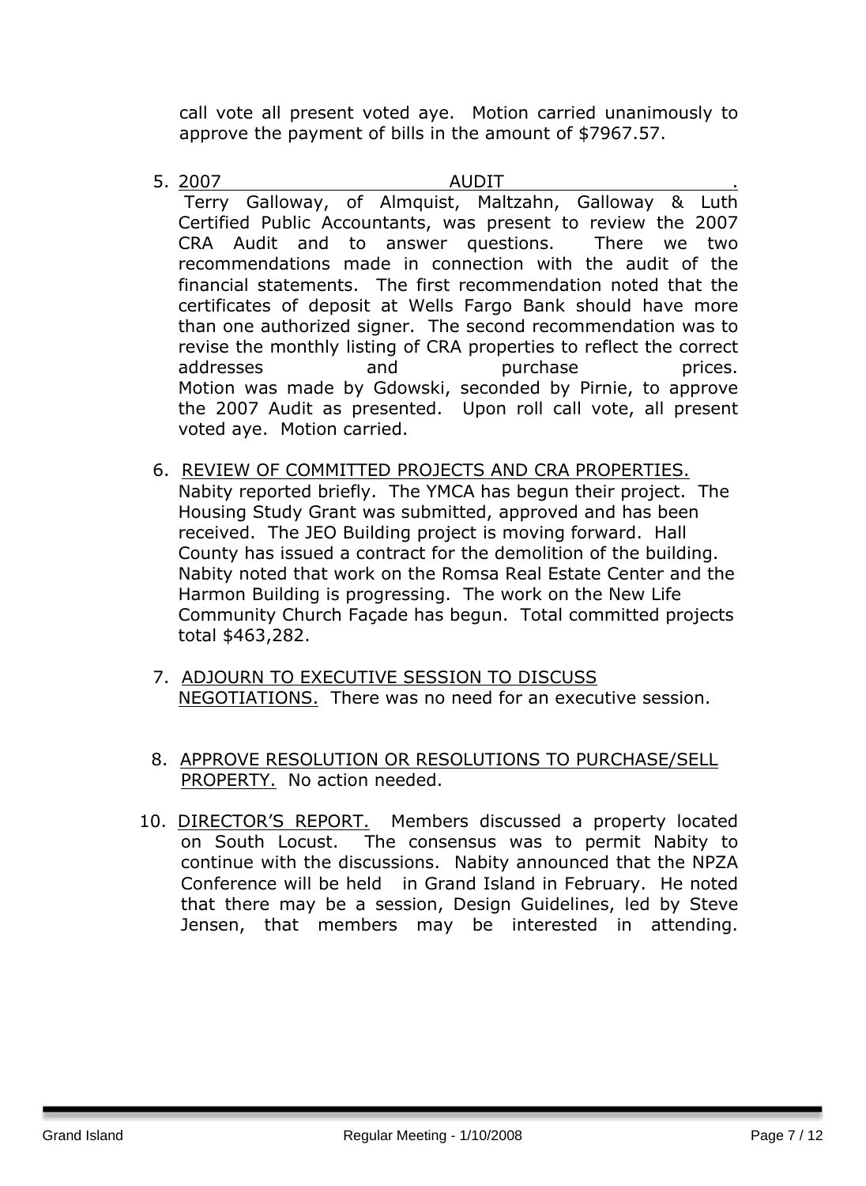call vote all present voted aye. Motion carried unanimously to approve the payment of bills in the amount of $7967.57.

5. <u>2007 AUDIT.</u> Terry Galloway, of Almquist, Maltzahn, Galloway & Luth Certified Public Accountants, was present to review the 2007 CRA Audit and to answer questions. There we two recommendations made in connection with the audit of the financial statements. The first recommendation noted that the certificates of deposit at Wells Fargo Bank should have more than one authorized signer. The second recommendation was to revise the monthly listing of CRA properties to reflect the correct addresses and purchase prices.
   Motion was made by Gdowski, seconded by Pirnie, to approve the 2007 Audit as presented. Upon roll call vote, all present voted aye. Motion carried.

6. <u>REVIEW OF COMMITTED PROJECTS AND CRA PROPERTIES.</u> Nabity reported briefly. The YMCA has begun their project. The Housing Study Grant was submitted, approved and has been received. The JEO Building project is moving forward. Hall County has issued a contract for the demolition of the building. Nabity noted that work on the Romsa Real Estate Center and the Harmon Building is progressing. The work on the New Life Community Church Façade has begun. Total committed projects total $463,282.

7. <u>ADJOURN TO EXECUTIVE SESSION TO DISCUSS NEGOTIATIONS.</u> There was no need for an executive session.

8. <u>APPROVE RESOLUTION OR RESOLUTIONS TO PURCHASE/SELL PROPERTY.</u> No action needed.

10. <u>DIRECTOR'S REPORT.</u> Members discussed a property located on South Locust. The consensus was to permit Nabity to continue with the discussions. Nabity announced that the NPZA Conference will be held in Grand Island in February. He noted that there may be a session, Design Guidelines, led by Steve Jensen, that members may be interested in attending.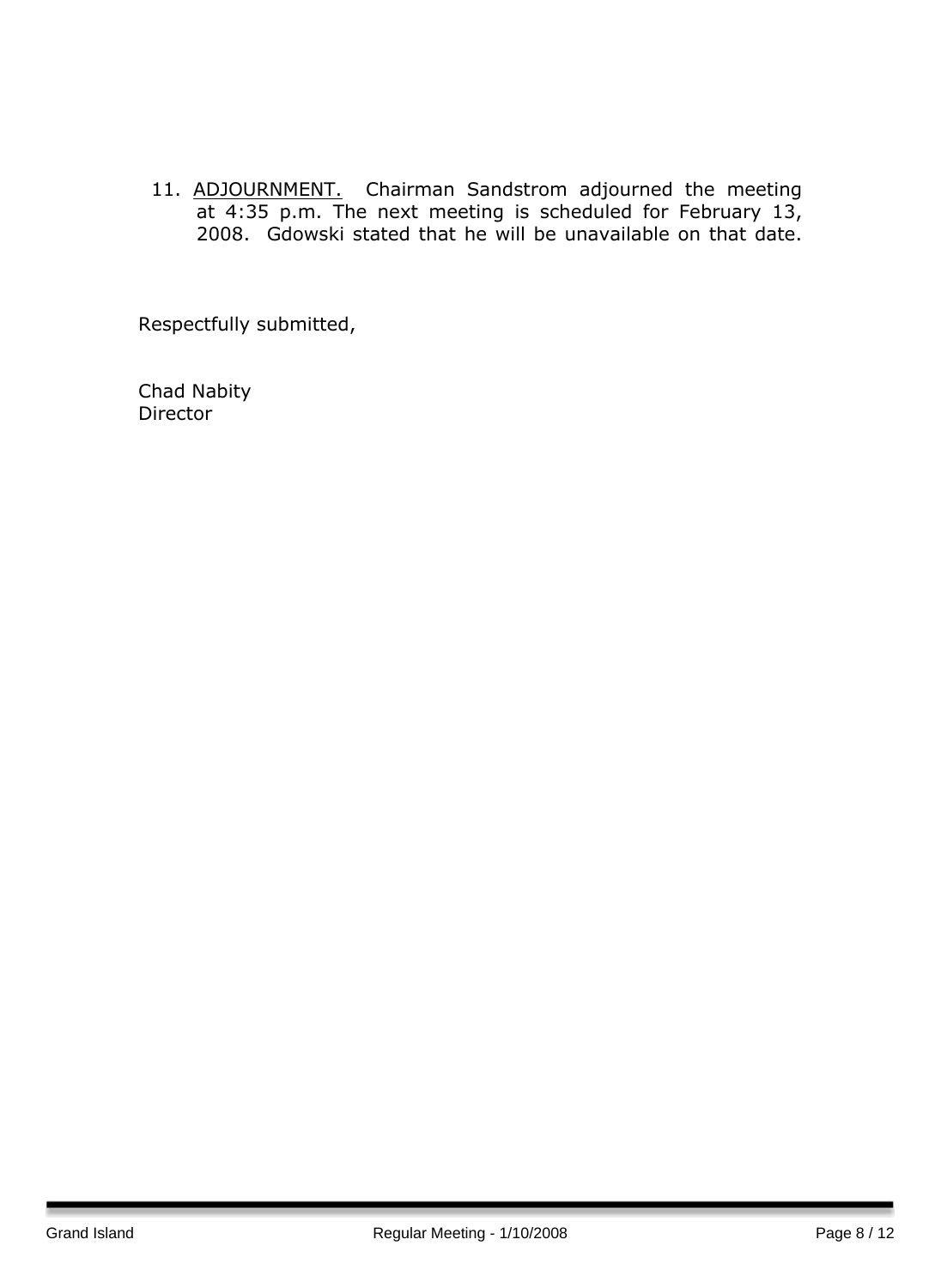11. ADJOURNMENT. Chairman Sandstrom adjourned the meeting at 4:35 p.m. The next meeting is scheduled for February 13, 2008. Gdowski stated that he will be unavailable on that date.

Respectfully submitted,

Chad Nabity
Director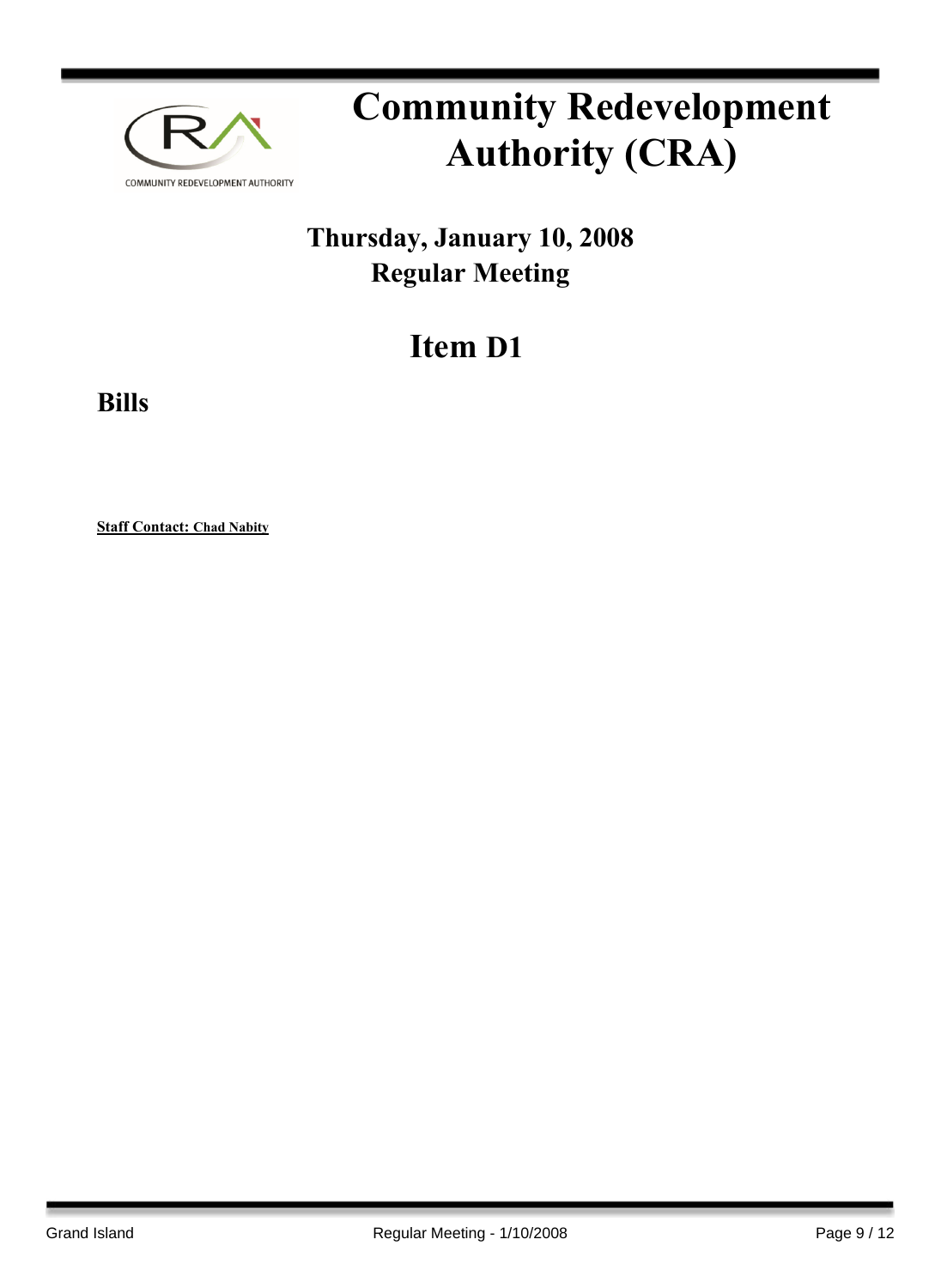# Community Redevelopment Authority (CRA)

## Thursday, January 10, 2008
## Regular Meeting

# Item D1

## Bills

**Staff Contact: Chad Nabity**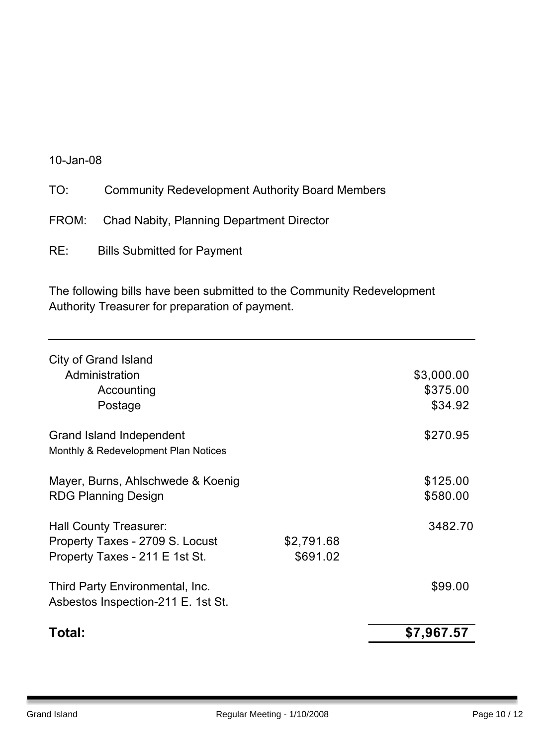10-Jan-08

TO: Community Redevelopment Authority Board Members

FROM: Chad Nabity, Planning Department Director

RE: Bills Submitted for Payment

The following bills have been submitted to the Community Redevelopment Authority Treasurer for preparation of payment.

| | | |
|---|---|---|
| City of Grand Island | | |
| Administration | | $3,000.00 |
| Accounting | | $375.00 |
| Postage | | $34.92 |
| Grand Island Independent | | $270.95 |
| Monthly & Redevelopment Plan Notices | | |
| Mayer, Burns, Ahlschwede & Koenig | | $125.00 |
| RDG Planning Design | | $580.00 |
| Hall County Treasurer: | | 3482.70 |
| Property Taxes - 2709 S. Locust | $2,791.68 | |
| Property Taxes - 211 E 1st St. | $691.02 | |
| Third Party Environmental, Inc. | | $99.00 |
| Asbestos Inspection-211 E. 1st St. | | |
| **Total:** | | **$7,967.57** |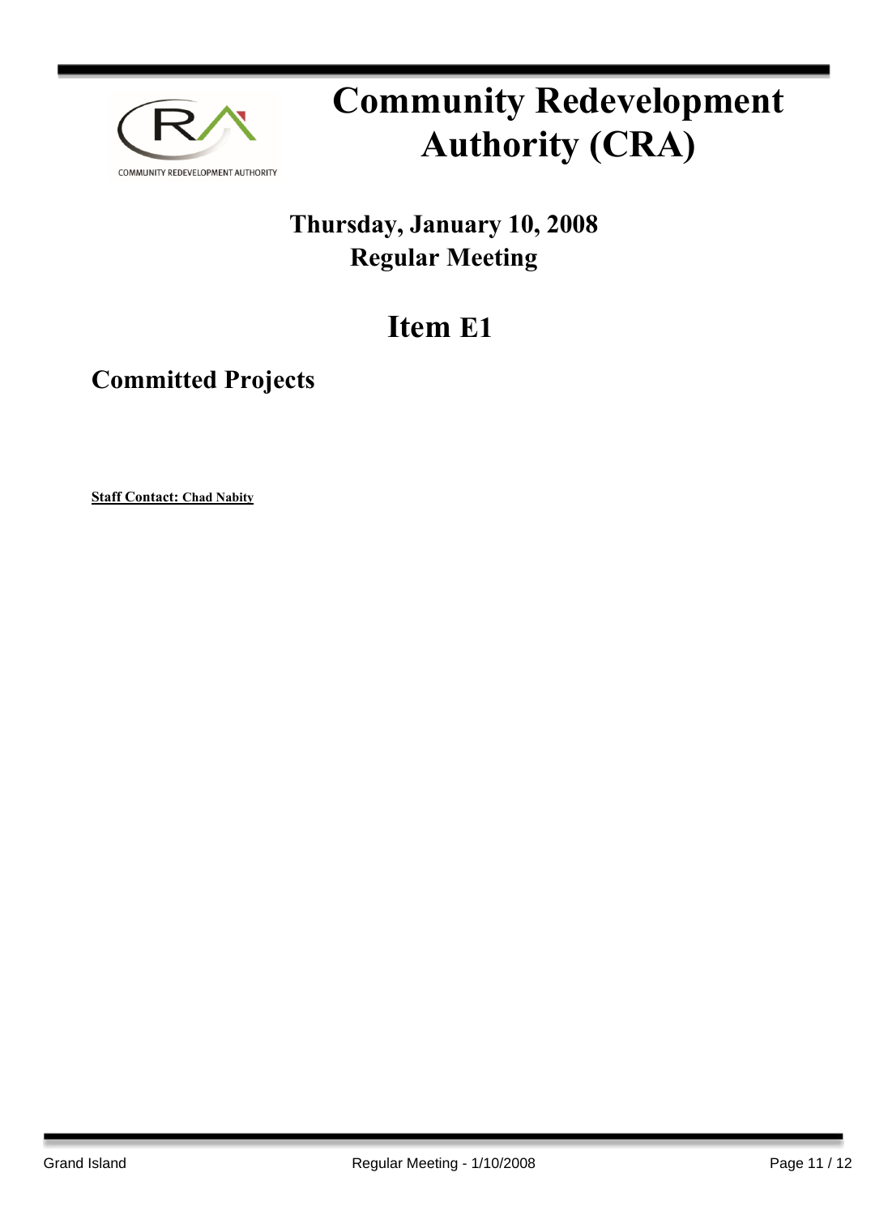# Community Redevelopment Authority (CRA)

## Thursday, January 10, 2008
## Regular Meeting

# Item E1

## Committed Projects

**Staff Contact: Chad Nabity**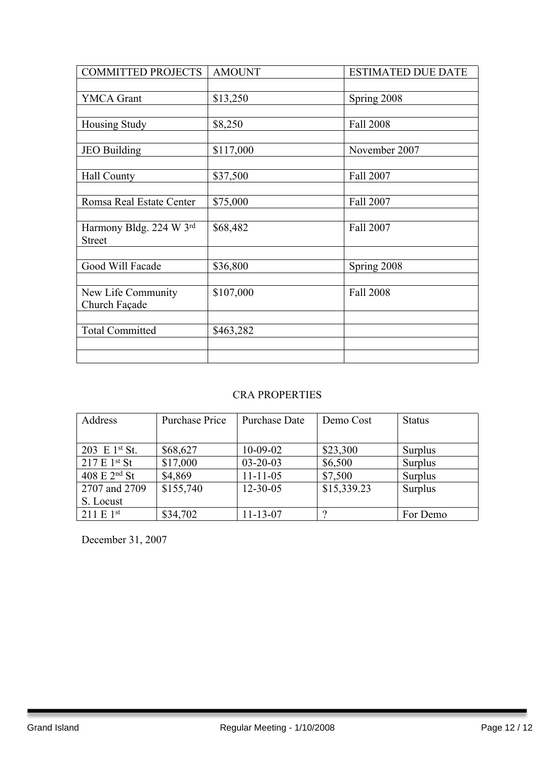| COMMITTED PROJECTS | AMOUNT | ESTIMATED DUE DATE |
|---|---|---|
| | | |
| YMCA Grant | $13,250 | Spring 2008 |
| | | |
| Housing Study | $8,250 | Fall 2008 |
| | | |
| JEO Building | $117,000 | November 2007 |
| | | |
| Hall County | $37,500 | Fall 2007 |
| | | |
| Romsa Real Estate Center | $75,000 | Fall 2007 |
| | | |
| Harmony Bldg. 224 W 3rd Street | $68,482 | Fall 2007 |
| | | |
| Good Will Facade | $36,800 | Spring 2008 |
| | | |
| New Life Community Church Façade | $107,000 | Fall 2008 |
| | | |
| Total Committed | $463,282 | |
| | | |
| | | |

CRA PROPERTIES

| Address | Purchase Price | Purchase Date | Demo Cost | Status |
|---|---|---|---|---|
| 203 E 1st St. | $68,627 | 10-09-02 | $23,300 | Surplus |
| 217 E 1st St | $17,000 | 03-20-03 | $6,500 | Surplus |
| 408 E 2nd St | $4,869 | 11-11-05 | $7,500 | Surplus |
| 2707 and 2709 S. Locust | $155,740 | 12-30-05 | $15,339.23 | Surplus |
| 211 E 1st | $34,702 | 11-13-07 | ? | For Demo |

December 31, 2007